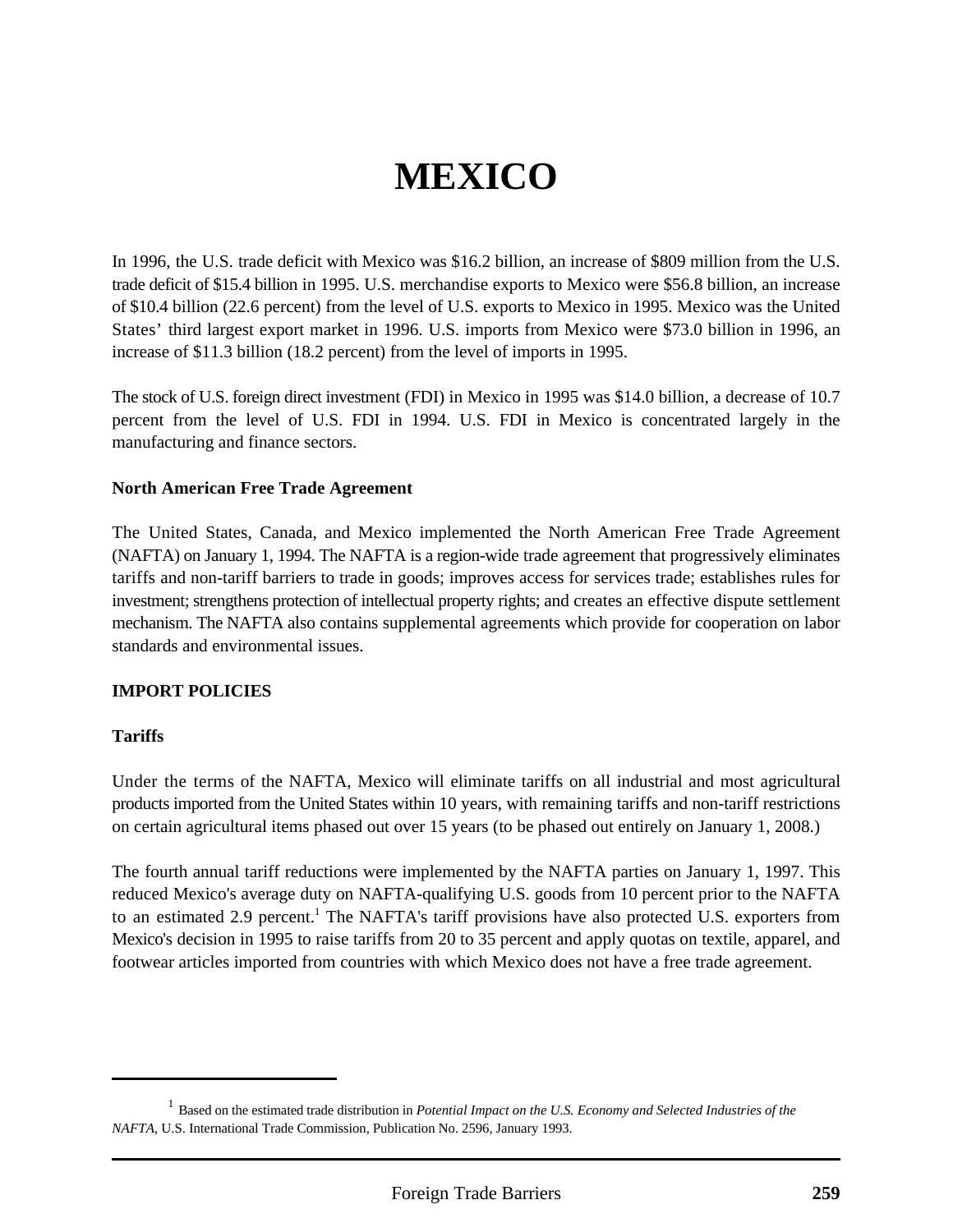# MEXICO

In 1996, the U.S. trade deficit with Mexico was $16.2 billion, an increase of $809 million from the U.S. trade deficit of $15.4 billion in 1995. U.S. merchandise exports to Mexico were $56.8 billion, an increase of $10.4 billion (22.6 percent) from the level of U.S. exports to Mexico in 1995. Mexico was the United States' third largest export market in 1996. U.S. imports from Mexico were $73.0 billion in 1996, an increase of $11.3 billion (18.2 percent) from the level of imports in 1995.

The stock of U.S. foreign direct investment (FDI) in Mexico in 1995 was $14.0 billion, a decrease of 10.7 percent from the level of U.S. FDI in 1994. U.S. FDI in Mexico is concentrated largely in the manufacturing and finance sectors.

**North American Free Trade Agreement**

The United States, Canada, and Mexico implemented the North American Free Trade Agreement (NAFTA) on January 1, 1994. The NAFTA is a region-wide trade agreement that progressively eliminates tariffs and non-tariff barriers to trade in goods; improves access for services trade; establishes rules for investment; strengthens protection of intellectual property rights; and creates an effective dispute settlement mechanism. The NAFTA also contains supplemental agreements which provide for cooperation on labor standards and environmental issues.

**IMPORT POLICIES**

**Tariffs**

Under the terms of the NAFTA, Mexico will eliminate tariffs on all industrial and most agricultural products imported from the United States within 10 years, with remaining tariffs and non-tariff restrictions on certain agricultural items phased out over 15 years (to be phased out entirely on January 1, 2008.)

The fourth annual tariff reductions were implemented by the NAFTA parties on January 1, 1997. This reduced Mexico's average duty on NAFTA-qualifying U.S. goods from 10 percent prior to the NAFTA to an estimated 2.9 percent.[1] The NAFTA's tariff provisions have also protected U.S. exporters from Mexico's decision in 1995 to raise tariffs from 20 to 35 percent and apply quotas on textile, apparel, and footwear articles imported from countries with which Mexico does not have a free trade agreement.

---

[1] Based on the estimated trade distribution in *Potential Impact on the U.S. Economy and Selected Industries of the NAFTA*, U.S. International Trade Commission, Publication No. 2596, January 1993.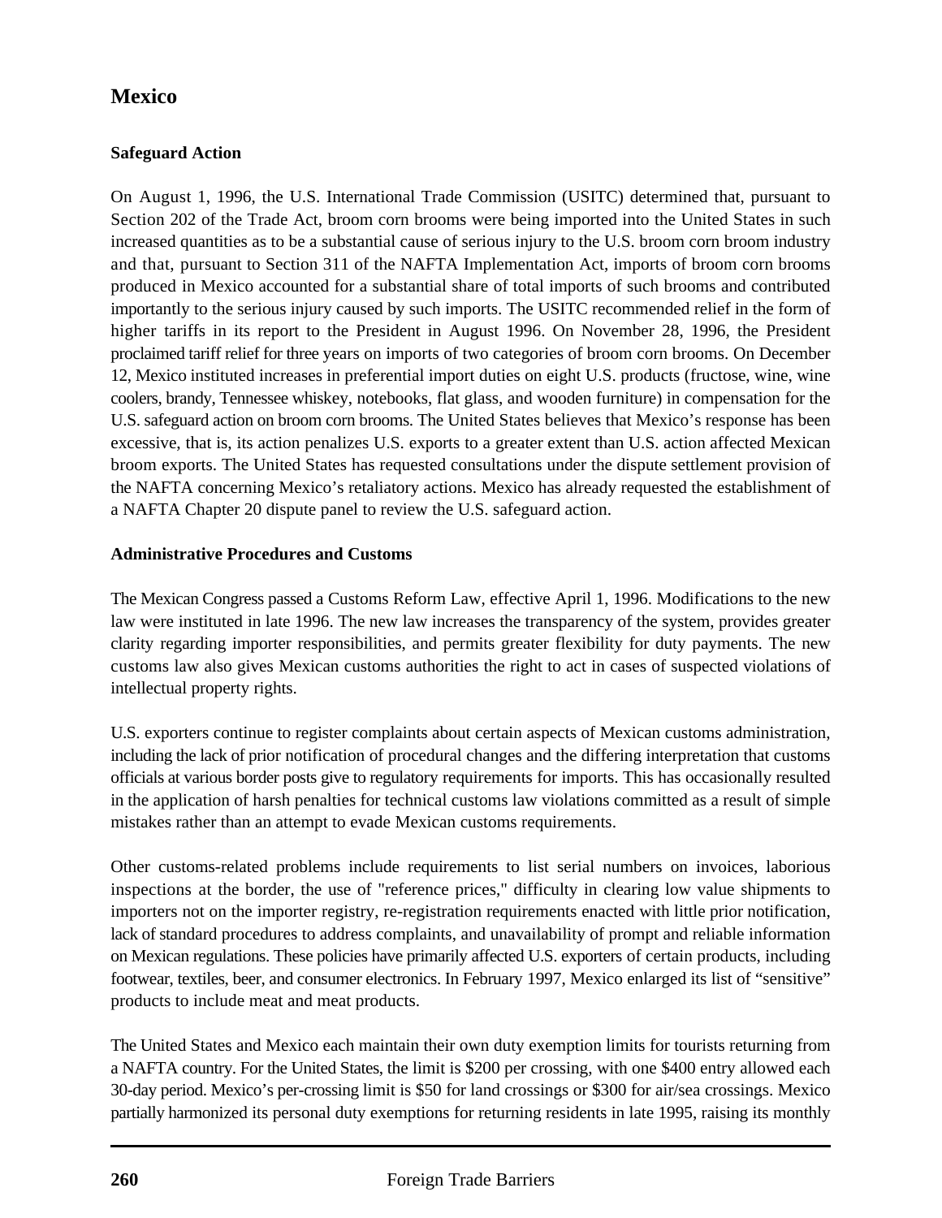# Mexico

### Safeguard Action

On August 1, 1996, the U.S. International Trade Commission (USITC) determined that, pursuant to Section 202 of the Trade Act, broom corn brooms were being imported into the United States in such increased quantities as to be a substantial cause of serious injury to the U.S. broom corn broom industry and that, pursuant to Section 311 of the NAFTA Implementation Act, imports of broom corn brooms produced in Mexico accounted for a substantial share of total imports of such brooms and contributed importantly to the serious injury caused by such imports. The USITC recommended relief in the form of higher tariffs in its report to the President in August 1996. On November 28, 1996, the President proclaimed tariff relief for three years on imports of two categories of broom corn brooms. On December 12, Mexico instituted increases in preferential import duties on eight U.S. products (fructose, wine, wine coolers, brandy, Tennessee whiskey, notebooks, flat glass, and wooden furniture) in compensation for the U.S. safeguard action on broom corn brooms. The United States believes that Mexico's response has been excessive, that is, its action penalizes U.S. exports to a greater extent than U.S. action affected Mexican broom exports. The United States has requested consultations under the dispute settlement provision of the NAFTA concerning Mexico's retaliatory actions. Mexico has already requested the establishment of a NAFTA Chapter 20 dispute panel to review the U.S. safeguard action.

### Administrative Procedures and Customs

The Mexican Congress passed a Customs Reform Law, effective April 1, 1996. Modifications to the new law were instituted in late 1996. The new law increases the transparency of the system, provides greater clarity regarding importer responsibilities, and permits greater flexibility for duty payments. The new customs law also gives Mexican customs authorities the right to act in cases of suspected violations of intellectual property rights.

U.S. exporters continue to register complaints about certain aspects of Mexican customs administration, including the lack of prior notification of procedural changes and the differing interpretation that customs officials at various border posts give to regulatory requirements for imports. This has occasionally resulted in the application of harsh penalties for technical customs law violations committed as a result of simple mistakes rather than an attempt to evade Mexican customs requirements.

Other customs-related problems include requirements to list serial numbers on invoices, laborious inspections at the border, the use of "reference prices," difficulty in clearing low value shipments to importers not on the importer registry, re-registration requirements enacted with little prior notification, lack of standard procedures to address complaints, and unavailability of prompt and reliable information on Mexican regulations. These policies have primarily affected U.S. exporters of certain products, including footwear, textiles, beer, and consumer electronics. In February 1997, Mexico enlarged its list of "sensitive" products to include meat and meat products.

The United States and Mexico each maintain their own duty exemption limits for tourists returning from a NAFTA country. For the United States, the limit is $200 per crossing, with one $400 entry allowed each 30-day period. Mexico's per-crossing limit is $50 for land crossings or $300 for air/sea crossings. Mexico partially harmonized its personal duty exemptions for returning residents in late 1995, raising its monthly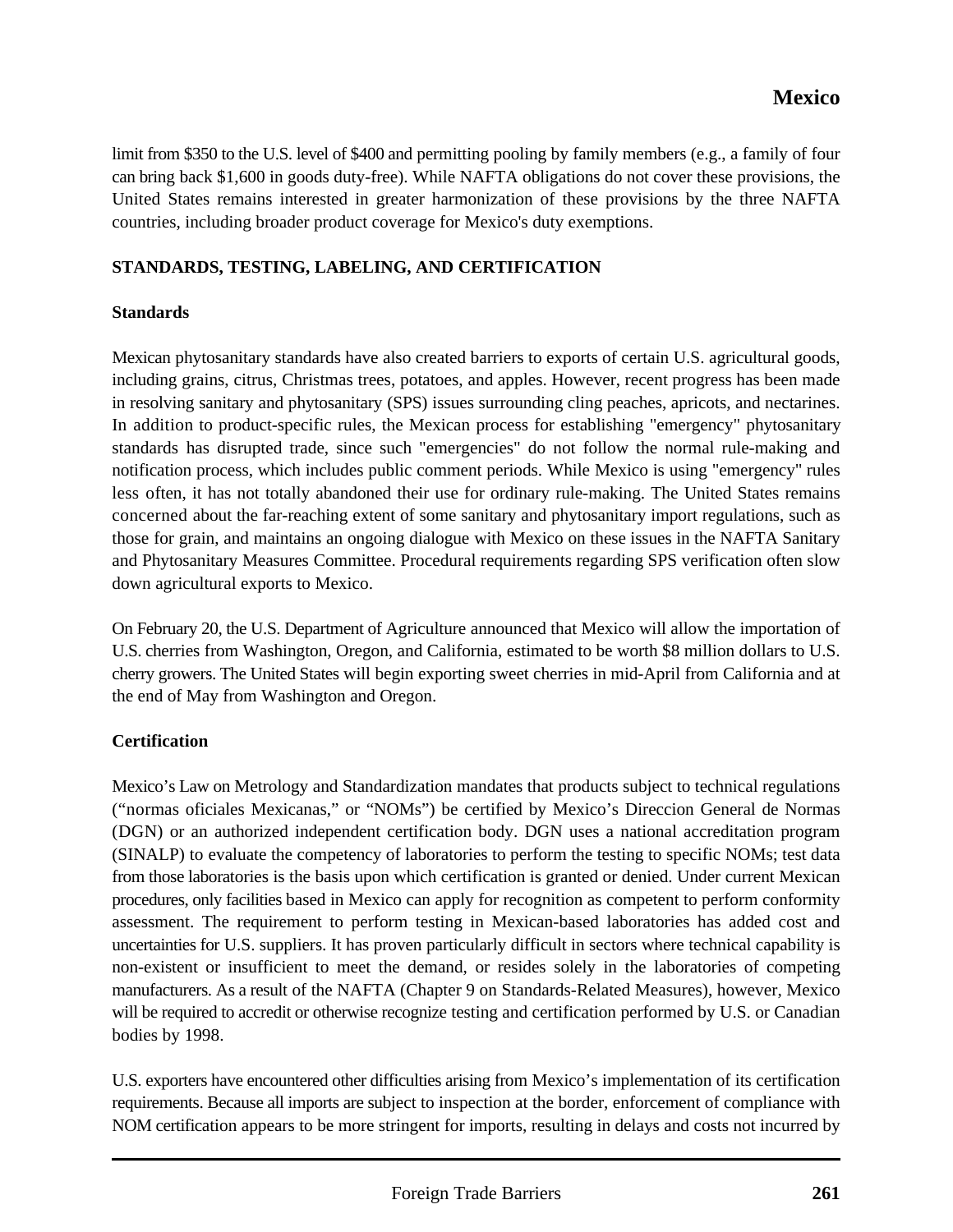limit from $350 to the U.S. level of $400 and permitting pooling by family members (e.g., a family of four can bring back $1,600 in goods duty-free). While NAFTA obligations do not cover these provisions, the United States remains interested in greater harmonization of these provisions by the three NAFTA countries, including broader product coverage for Mexico's duty exemptions.

## STANDARDS, TESTING, LABELING, AND CERTIFICATION

### Standards

Mexican phytosanitary standards have also created barriers to exports of certain U.S. agricultural goods, including grains, citrus, Christmas trees, potatoes, and apples. However, recent progress has been made in resolving sanitary and phytosanitary (SPS) issues surrounding cling peaches, apricots, and nectarines. In addition to product-specific rules, the Mexican process for establishing "emergency" phytosanitary standards has disrupted trade, since such "emergencies" do not follow the normal rule-making and notification process, which includes public comment periods. While Mexico is using "emergency" rules less often, it has not totally abandoned their use for ordinary rule-making. The United States remains concerned about the far-reaching extent of some sanitary and phytosanitary import regulations, such as those for grain, and maintains an ongoing dialogue with Mexico on these issues in the NAFTA Sanitary and Phytosanitary Measures Committee. Procedural requirements regarding SPS verification often slow down agricultural exports to Mexico.

On February 20, the U.S. Department of Agriculture announced that Mexico will allow the importation of U.S. cherries from Washington, Oregon, and California, estimated to be worth $8 million dollars to U.S. cherry growers. The United States will begin exporting sweet cherries in mid-April from California and at the end of May from Washington and Oregon.

### Certification

Mexico's Law on Metrology and Standardization mandates that products subject to technical regulations ("normas oficiales Mexicanas," or "NOMs") be certified by Mexico's Direccion General de Normas (DGN) or an authorized independent certification body. DGN uses a national accreditation program (SINALP) to evaluate the competency of laboratories to perform the testing to specific NOMs; test data from those laboratories is the basis upon which certification is granted or denied. Under current Mexican procedures, only facilities based in Mexico can apply for recognition as competent to perform conformity assessment. The requirement to perform testing in Mexican-based laboratories has added cost and uncertainties for U.S. suppliers. It has proven particularly difficult in sectors where technical capability is non-existent or insufficient to meet the demand, or resides solely in the laboratories of competing manufacturers. As a result of the NAFTA (Chapter 9 on Standards-Related Measures), however, Mexico will be required to accredit or otherwise recognize testing and certification performed by U.S. or Canadian bodies by 1998.

U.S. exporters have encountered other difficulties arising from Mexico's implementation of its certification requirements. Because all imports are subject to inspection at the border, enforcement of compliance with NOM certification appears to be more stringent for imports, resulting in delays and costs not incurred by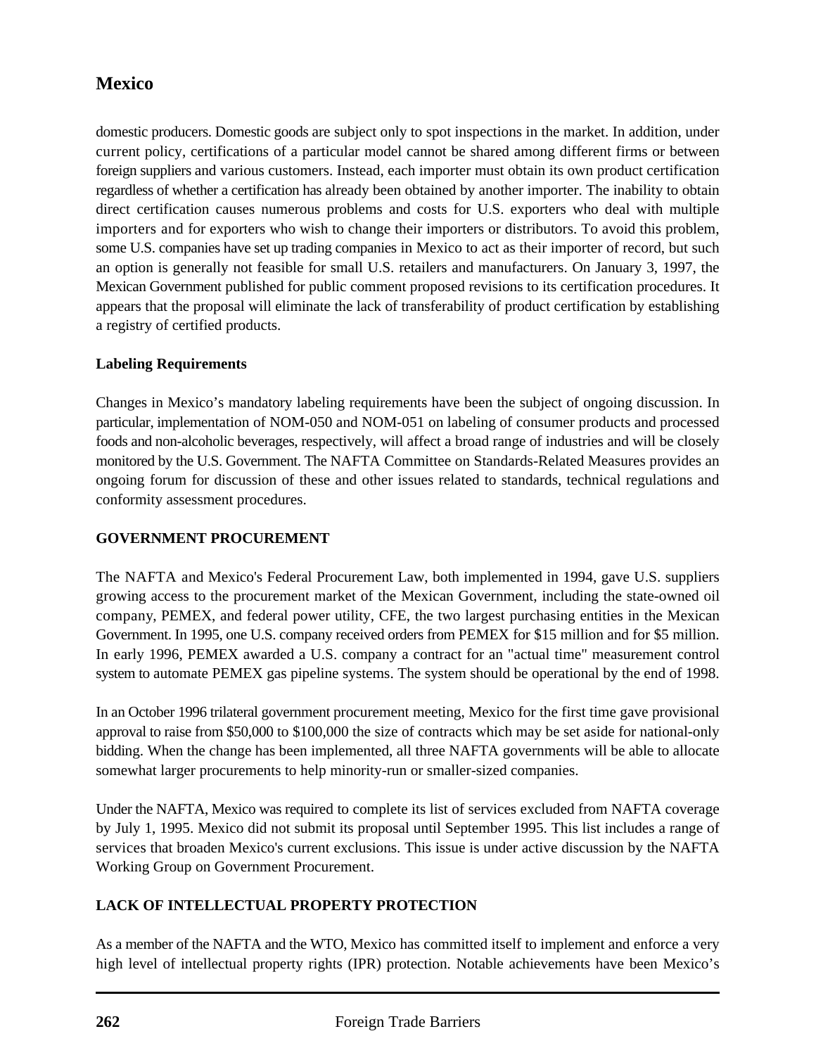domestic producers. Domestic goods are subject only to spot inspections in the market. In addition, under current policy, certifications of a particular model cannot be shared among different firms or between foreign suppliers and various customers. Instead, each importer must obtain its own product certification regardless of whether a certification has already been obtained by another importer. The inability to obtain direct certification causes numerous problems and costs for U.S. exporters who deal with multiple importers and for exporters who wish to change their importers or distributors. To avoid this problem, some U.S. companies have set up trading companies in Mexico to act as their importer of record, but such an option is generally not feasible for small U.S. retailers and manufacturers. On January 3, 1997, the Mexican Government published for public comment proposed revisions to its certification procedures. It appears that the proposal will eliminate the lack of transferability of product certification by establishing a registry of certified products.

### Labeling Requirements

Changes in Mexico's mandatory labeling requirements have been the subject of ongoing discussion. In particular, implementation of NOM-050 and NOM-051 on labeling of consumer products and processed foods and non-alcoholic beverages, respectively, will affect a broad range of industries and will be closely monitored by the U.S. Government. The NAFTA Committee on Standards-Related Measures provides an ongoing forum for discussion of these and other issues related to standards, technical regulations and conformity assessment procedures.

## GOVERNMENT PROCUREMENT

The NAFTA and Mexico's Federal Procurement Law, both implemented in 1994, gave U.S. suppliers growing access to the procurement market of the Mexican Government, including the state-owned oil company, PEMEX, and federal power utility, CFE, the two largest purchasing entities in the Mexican Government. In 1995, one U.S. company received orders from PEMEX for $15 million and for $5 million. In early 1996, PEMEX awarded a U.S. company a contract for an "actual time" measurement control system to automate PEMEX gas pipeline systems. The system should be operational by the end of 1998.

In an October 1996 trilateral government procurement meeting, Mexico for the first time gave provisional approval to raise from $50,000 to $100,000 the size of contracts which may be set aside for national-only bidding. When the change has been implemented, all three NAFTA governments will be able to allocate somewhat larger procurements to help minority-run or smaller-sized companies.

Under the NAFTA, Mexico was required to complete its list of services excluded from NAFTA coverage by July 1, 1995. Mexico did not submit its proposal until September 1995. This list includes a range of services that broaden Mexico's current exclusions. This issue is under active discussion by the NAFTA Working Group on Government Procurement.

## LACK OF INTELLECTUAL PROPERTY PROTECTION

As a member of the NAFTA and the WTO, Mexico has committed itself to implement and enforce a very high level of intellectual property rights (IPR) protection. Notable achievements have been Mexico's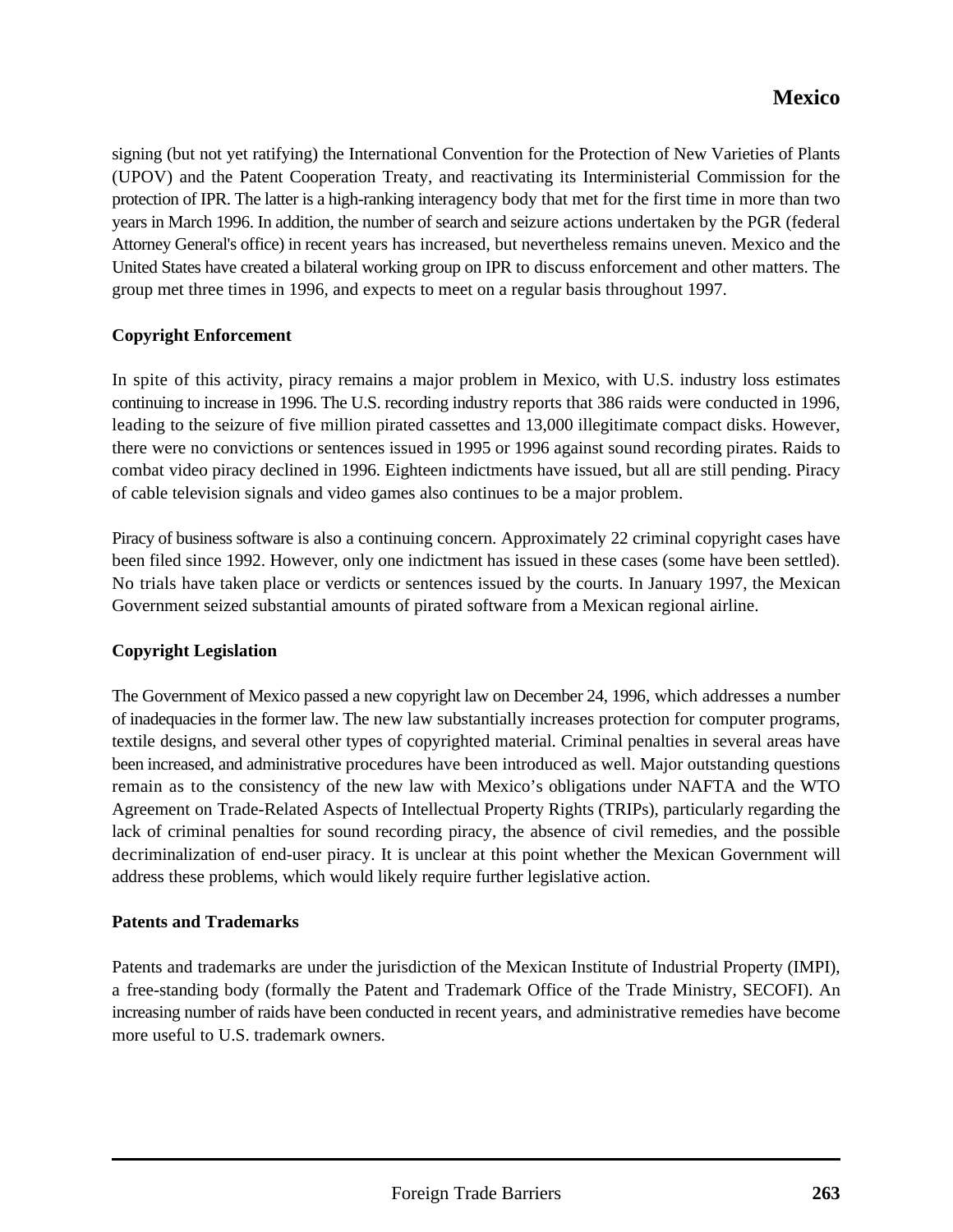signing (but not yet ratifying) the International Convention for the Protection of New Varieties of Plants (UPOV) and the Patent Cooperation Treaty, and reactivating its Interministerial Commission for the protection of IPR. The latter is a high-ranking interagency body that met for the first time in more than two years in March 1996. In addition, the number of search and seizure actions undertaken by the PGR (federal Attorney General's office) in recent years has increased, but nevertheless remains uneven. Mexico and the United States have created a bilateral working group on IPR to discuss enforcement and other matters. The group met three times in 1996, and expects to meet on a regular basis throughout 1997.

**Copyright Enforcement**

In spite of this activity, piracy remains a major problem in Mexico, with U.S. industry loss estimates continuing to increase in 1996. The U.S. recording industry reports that 386 raids were conducted in 1996, leading to the seizure of five million pirated cassettes and 13,000 illegitimate compact disks. However, there were no convictions or sentences issued in 1995 or 1996 against sound recording pirates. Raids to combat video piracy declined in 1996. Eighteen indictments have issued, but all are still pending. Piracy of cable television signals and video games also continues to be a major problem.

Piracy of business software is also a continuing concern. Approximately 22 criminal copyright cases have been filed since 1992. However, only one indictment has issued in these cases (some have been settled). No trials have taken place or verdicts or sentences issued by the courts. In January 1997, the Mexican Government seized substantial amounts of pirated software from a Mexican regional airline.

**Copyright Legislation**

The Government of Mexico passed a new copyright law on December 24, 1996, which addresses a number of inadequacies in the former law. The new law substantially increases protection for computer programs, textile designs, and several other types of copyrighted material. Criminal penalties in several areas have been increased, and administrative procedures have been introduced as well. Major outstanding questions remain as to the consistency of the new law with Mexico's obligations under NAFTA and the WTO Agreement on Trade-Related Aspects of Intellectual Property Rights (TRIPs), particularly regarding the lack of criminal penalties for sound recording piracy, the absence of civil remedies, and the possible decriminalization of end-user piracy. It is unclear at this point whether the Mexican Government will address these problems, which would likely require further legislative action.

**Patents and Trademarks**

Patents and trademarks are under the jurisdiction of the Mexican Institute of Industrial Property (IMPI), a free-standing body (formally the Patent and Trademark Office of the Trade Ministry, SECOFI). An increasing number of raids have been conducted in recent years, and administrative remedies have become more useful to U.S. trademark owners.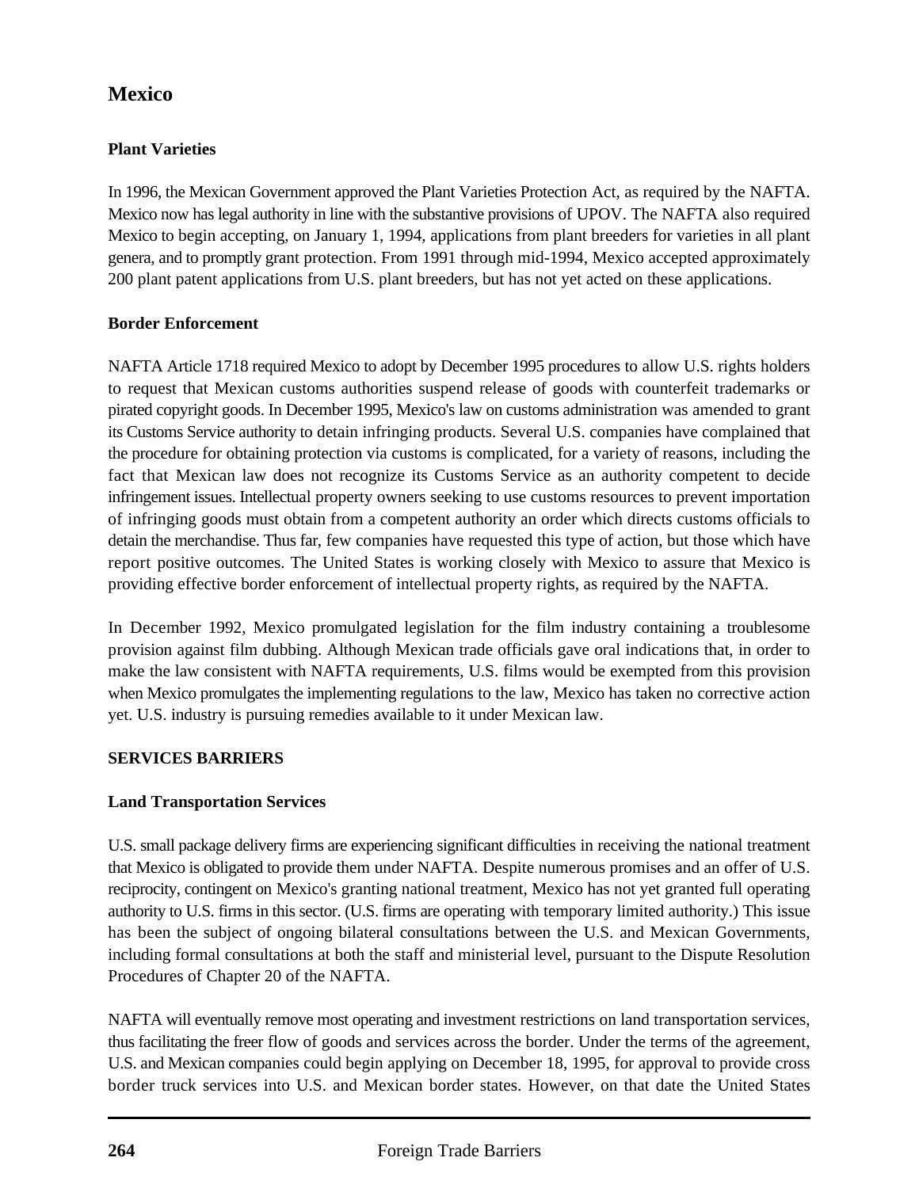## Mexico

### Plant Varieties

In 1996, the Mexican Government approved the Plant Varieties Protection Act, as required by the NAFTA. Mexico now has legal authority in line with the substantive provisions of UPOV. The NAFTA also required Mexico to begin accepting, on January 1, 1994, applications from plant breeders for varieties in all plant genera, and to promptly grant protection. From 1991 through mid-1994, Mexico accepted approximately 200 plant patent applications from U.S. plant breeders, but has not yet acted on these applications.

### Border Enforcement

NAFTA Article 1718 required Mexico to adopt by December 1995 procedures to allow U.S. rights holders to request that Mexican customs authorities suspend release of goods with counterfeit trademarks or pirated copyright goods. In December 1995, Mexico's law on customs administration was amended to grant its Customs Service authority to detain infringing products. Several U.S. companies have complained that the procedure for obtaining protection via customs is complicated, for a variety of reasons, including the fact that Mexican law does not recognize its Customs Service as an authority competent to decide infringement issues. Intellectual property owners seeking to use customs resources to prevent importation of infringing goods must obtain from a competent authority an order which directs customs officials to detain the merchandise. Thus far, few companies have requested this type of action, but those which have report positive outcomes. The United States is working closely with Mexico to assure that Mexico is providing effective border enforcement of intellectual property rights, as required by the NAFTA.

In December 1992, Mexico promulgated legislation for the film industry containing a troublesome provision against film dubbing. Although Mexican trade officials gave oral indications that, in order to make the law consistent with NAFTA requirements, U.S. films would be exempted from this provision when Mexico promulgates the implementing regulations to the law, Mexico has taken no corrective action yet. U.S. industry is pursuing remedies available to it under Mexican law.

### SERVICES BARRIERS

### Land Transportation Services

U.S. small package delivery firms are experiencing significant difficulties in receiving the national treatment that Mexico is obligated to provide them under NAFTA. Despite numerous promises and an offer of U.S. reciprocity, contingent on Mexico's granting national treatment, Mexico has not yet granted full operating authority to U.S. firms in this sector. (U.S. firms are operating with temporary limited authority.) This issue has been the subject of ongoing bilateral consultations between the U.S. and Mexican Governments, including formal consultations at both the staff and ministerial level, pursuant to the Dispute Resolution Procedures of Chapter 20 of the NAFTA.

NAFTA will eventually remove most operating and investment restrictions on land transportation services, thus facilitating the freer flow of goods and services across the border. Under the terms of the agreement, U.S. and Mexican companies could begin applying on December 18, 1995, for approval to provide cross border truck services into U.S. and Mexican border states. However, on that date the United States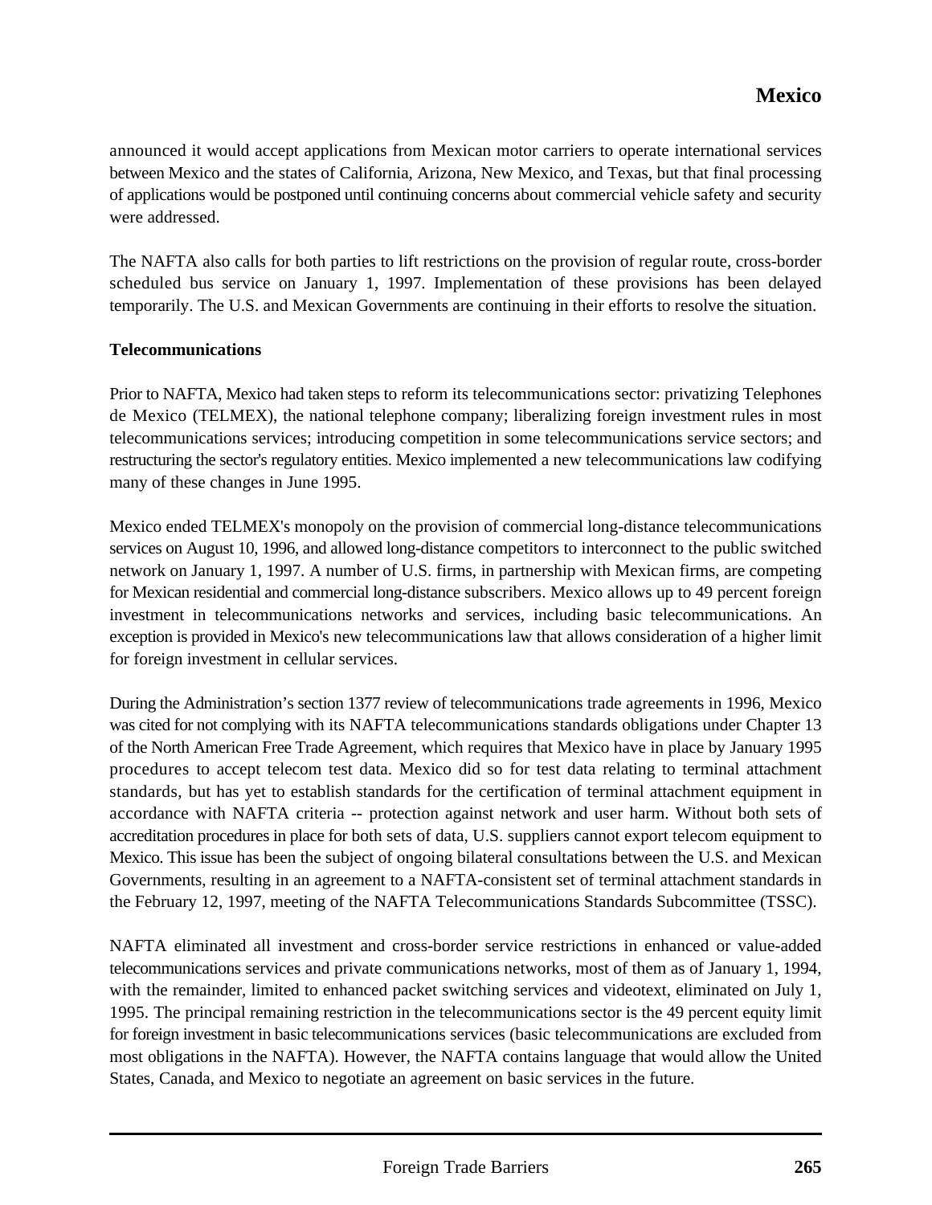announced it would accept applications from Mexican motor carriers to operate international services between Mexico and the states of California, Arizona, New Mexico, and Texas, but that final processing of applications would be postponed until continuing concerns about commercial vehicle safety and security were addressed.

The NAFTA also calls for both parties to lift restrictions on the provision of regular route, cross-border scheduled bus service on January 1, 1997. Implementation of these provisions has been delayed temporarily. The U.S. and Mexican Governments are continuing in their efforts to resolve the situation.

**Telecommunications**

Prior to NAFTA, Mexico had taken steps to reform its telecommunications sector: privatizing Telephones de Mexico (TELMEX), the national telephone company; liberalizing foreign investment rules in most telecommunications services; introducing competition in some telecommunications service sectors; and restructuring the sector's regulatory entities. Mexico implemented a new telecommunications law codifying many of these changes in June 1995.

Mexico ended TELMEX's monopoly on the provision of commercial long-distance telecommunications services on August 10, 1996, and allowed long-distance competitors to interconnect to the public switched network on January 1, 1997. A number of U.S. firms, in partnership with Mexican firms, are competing for Mexican residential and commercial long-distance subscribers. Mexico allows up to 49 percent foreign investment in telecommunications networks and services, including basic telecommunications. An exception is provided in Mexico's new telecommunications law that allows consideration of a higher limit for foreign investment in cellular services.

During the Administration's section 1377 review of telecommunications trade agreements in 1996, Mexico was cited for not complying with its NAFTA telecommunications standards obligations under Chapter 13 of the North American Free Trade Agreement, which requires that Mexico have in place by January 1995 procedures to accept telecom test data. Mexico did so for test data relating to terminal attachment standards, but has yet to establish standards for the certification of terminal attachment equipment in accordance with NAFTA criteria -- protection against network and user harm. Without both sets of accreditation procedures in place for both sets of data, U.S. suppliers cannot export telecom equipment to Mexico. This issue has been the subject of ongoing bilateral consultations between the U.S. and Mexican Governments, resulting in an agreement to a NAFTA-consistent set of terminal attachment standards in the February 12, 1997, meeting of the NAFTA Telecommunications Standards Subcommittee (TSSC).

NAFTA eliminated all investment and cross-border service restrictions in enhanced or value-added telecommunications services and private communications networks, most of them as of January 1, 1994, with the remainder, limited to enhanced packet switching services and videotext, eliminated on July 1, 1995. The principal remaining restriction in the telecommunications sector is the 49 percent equity limit for foreign investment in basic telecommunications services (basic telecommunications are excluded from most obligations in the NAFTA). However, the NAFTA contains language that would allow the United States, Canada, and Mexico to negotiate an agreement on basic services in the future.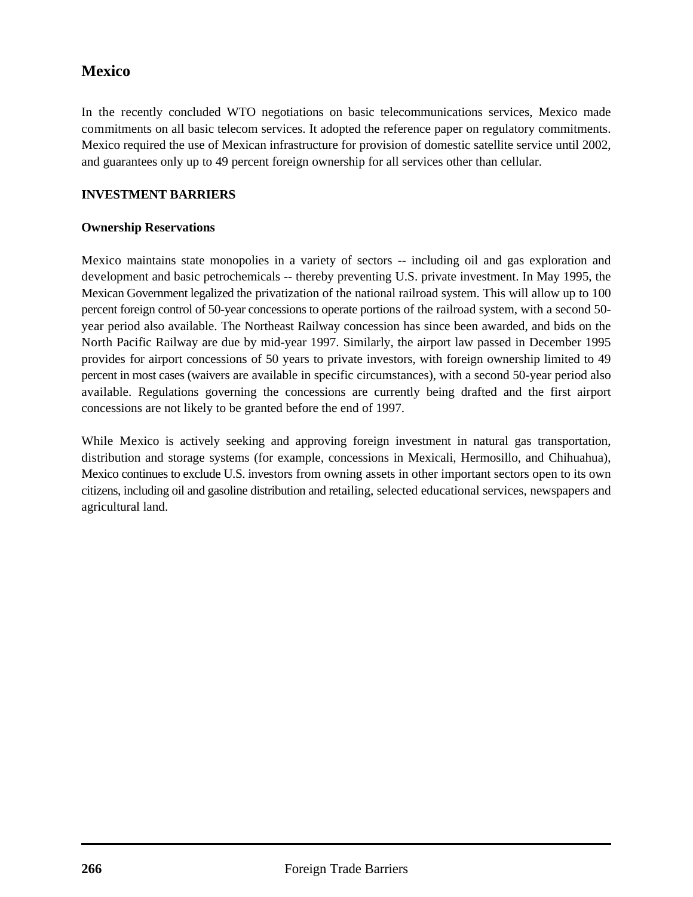# Mexico

In the recently concluded WTO negotiations on basic telecommunications services, Mexico made commitments on all basic telecom services. It adopted the reference paper on regulatory commitments. Mexico required the use of Mexican infrastructure for provision of domestic satellite service until 2002, and guarantees only up to 49 percent foreign ownership for all services other than cellular.

## INVESTMENT BARRIERS

### Ownership Reservations

Mexico maintains state monopolies in a variety of sectors -- including oil and gas exploration and development and basic petrochemicals -- thereby preventing U.S. private investment. In May 1995, the Mexican Government legalized the privatization of the national railroad system. This will allow up to 100 percent foreign control of 50-year concessions to operate portions of the railroad system, with a second 50-year period also available. The Northeast Railway concession has since been awarded, and bids on the North Pacific Railway are due by mid-year 1997. Similarly, the airport law passed in December 1995 provides for airport concessions of 50 years to private investors, with foreign ownership limited to 49 percent in most cases (waivers are available in specific circumstances), with a second 50-year period also available. Regulations governing the concessions are currently being drafted and the first airport concessions are not likely to be granted before the end of 1997.

While Mexico is actively seeking and approving foreign investment in natural gas transportation, distribution and storage systems (for example, concessions in Mexicali, Hermosillo, and Chihuahua), Mexico continues to exclude U.S. investors from owning assets in other important sectors open to its own citizens, including oil and gasoline distribution and retailing, selected educational services, newspapers and agricultural land.